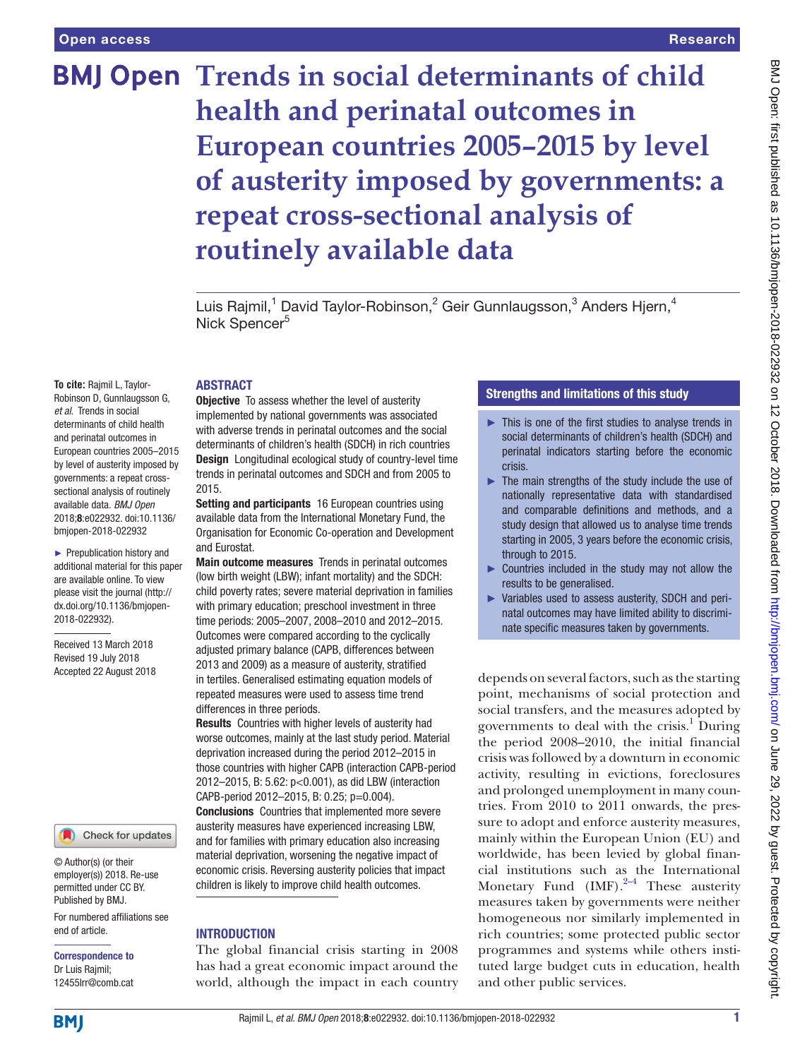# Trends in social determinants of child health and perinatal outcomes in European countries 2005–2015 by level of austerity imposed by governments: a repeat cross-sectional analysis of routinely available data

Luis Rajmil,[1] David Taylor-Robinson,[2] Geir Gunnlaugsson,[3] Anders Hjern,[4] Nick Spencer[5]

**To cite:** Rajmil L, Taylor-Robinson D, Gunnlaugsson G, *et al*. Trends in social determinants of child health and perinatal outcomes in European countries 2005–2015 by level of austerity imposed by governments: a repeat cross-sectional analysis of routinely available data. *BMJ Open* 2018;**8**:e022932. doi:10.1136/bmjopen-2018-022932

► Prepublication history and additional material for this paper are available online. To view please visit the journal (http://dx.doi.org/10.1136/bmjopen-2018-022932).

Received 13 March 2018
Revised 19 July 2018
Accepted 22 August 2018

© Author(s) (or their employer(s)) 2018. Re-use permitted under CC BY. Published by BMJ.

For numbered affiliations see end of article.

**Correspondence to**
Dr Luis Rajmil;
12455lrr@comb.cat

## ABSTRACT

**Objective** To assess whether the level of austerity implemented by national governments was associated with adverse trends in perinatal outcomes and the social determinants of children's health (SDCH) in rich countries

**Design** Longitudinal ecological study of country-level time trends in perinatal outcomes and SDCH and from 2005 to 2015.

**Setting and participants** 16 European countries using available data from the International Monetary Fund, the Organisation for Economic Co-operation and Development and Eurostat.

**Main outcome measures** Trends in perinatal outcomes (low birth weight (LBW); infant mortality) and the SDCH: child poverty rates; severe material deprivation in families with primary education; preschool investment in three time periods: 2005–2007, 2008–2010 and 2012–2015. Outcomes were compared according to the cyclically adjusted primary balance (CAPB, differences between 2013 and 2009) as a measure of austerity, stratified in tertiles. Generalised estimating equation models of repeated measures were used to assess time trend differences in three periods.

**Results** Countries with higher levels of austerity had worse outcomes, mainly at the last study period. Material deprivation increased during the period 2012–2015 in those countries with higher CAPB (interaction CAPB-period 2012–2015, B: 5.62: $p<0.001$), as did LBW (interaction CAPB-period 2012–2015, B: 0.25; $p=0.004$).

**Conclusions** Countries that implemented more severe austerity measures have experienced increasing LBW, and for families with primary education also increasing material deprivation, worsening the negative impact of economic crisis. Reversing austerity policies that impact children is likely to improve child health outcomes.

## Strengths and limitations of this study

- ► This is one of the first studies to analyse trends in social determinants of children's health (SDCH) and perinatal indicators starting before the economic crisis.
- ► The main strengths of the study include the use of nationally representative data with standardised and comparable definitions and methods, and a study design that allowed us to analyse time trends starting in 2005, 3 years before the economic crisis, through to 2015.
- ► Countries included in the study may not allow the results to be generalised.
- ► Variables used to assess austerity, SDCH and perinatal outcomes may have limited ability to discriminate specific measures taken by governments.

## INTRODUCTION

The global financial crisis starting in 2008 has had a great economic impact around the world, although the impact in each country depends on several factors, such as the starting point, mechanisms of social protection and social transfers, and the measures adopted by governments to deal with the crisis.[1] During the period 2008–2010, the initial financial crisis was followed by a downturn in economic activity, resulting in evictions, foreclosures and prolonged unemployment in many countries. From 2010 to 2011 onwards, the pressure to adopt and enforce austerity measures, mainly within the European Union (EU) and worldwide, has been levied by global financial institutions such as the International Monetary Fund (IMF).[2–4] These austerity measures taken by governments were neither homogeneous nor similarly implemented in rich countries; some protected public sector programmes and systems while others instituted large budget cuts in education, health and other public services.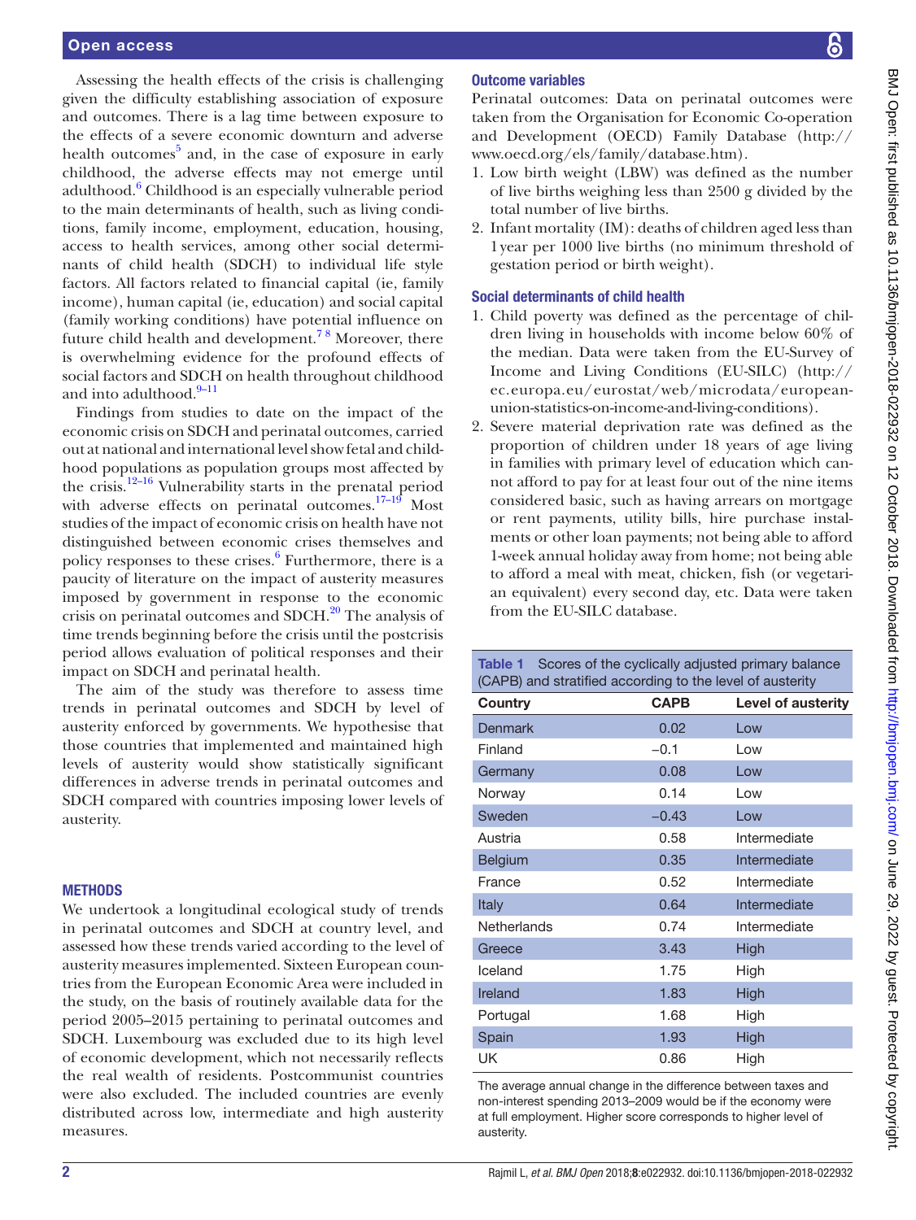Assessing the health effects of the crisis is challenging given the difficulty establishing association of exposure and outcomes. There is a lag time between exposure to the effects of a severe economic downturn and adverse health outcomes[5] and, in the case of exposure in early childhood, the adverse effects may not emerge until adulthood.[6] Childhood is an especially vulnerable period to the main determinants of health, such as living conditions, family income, employment, education, housing, access to health services, among other social determinants of child health (SDCH) to individual life style factors. All factors related to financial capital (ie, family income), human capital (ie, education) and social capital (family working conditions) have potential influence on future child health and development.[7 8] Moreover, there is overwhelming evidence for the profound effects of social factors and SDCH on health throughout childhood and into adulthood.[9–11]

Findings from studies to date on the impact of the economic crisis on SDCH and perinatal outcomes, carried out at national and international level show fetal and childhood populations as population groups most affected by the crisis.[12–16] Vulnerability starts in the prenatal period with adverse effects on perinatal outcomes.[17–19] Most studies of the impact of economic crisis on health have not distinguished between economic crises themselves and policy responses to these crises.[6] Furthermore, there is a paucity of literature on the impact of austerity measures imposed by government in response to the economic crisis on perinatal outcomes and SDCH.[20] The analysis of time trends beginning before the crisis until the postcrisis period allows evaluation of political responses and their impact on SDCH and perinatal health.

The aim of the study was therefore to assess time trends in perinatal outcomes and SDCH by level of austerity enforced by governments. We hypothesise that those countries that implemented and maintained high levels of austerity would show statistically significant differences in adverse trends in perinatal outcomes and SDCH compared with countries imposing lower levels of austerity.

## METHODS

We undertook a longitudinal ecological study of trends in perinatal outcomes and SDCH at country level, and assessed how these trends varied according to the level of austerity measures implemented. Sixteen European countries from the European Economic Area were included in the study, on the basis of routinely available data for the period 2005–2015 pertaining to perinatal outcomes and SDCH. Luxembourg was excluded due to its high level of economic development, which not necessarily reflects the real wealth of residents. Postcommunist countries were also excluded. The included countries are evenly distributed across low, intermediate and high austerity measures.

### Outcome variables

Perinatal outcomes: Data on perinatal outcomes were taken from the Organisation for Economic Co-operation and Development (OECD) Family Database (http://www.oecd.org/els/family/database.htm).

1. Low birth weight (LBW) was defined as the number of live births weighing less than 2500 g divided by the total number of live births.
2. Infant mortality (IM): deaths of children aged less than 1 year per 1000 live births (no minimum threshold of gestation period or birth weight).

### Social determinants of child health

1. Child poverty was defined as the percentage of children living in households with income below 60% of the median. Data were taken from the EU-Survey of Income and Living Conditions (EU-SILC) (http://ec.europa.eu/eurostat/web/microdata/european-union-statistics-on-income-and-living-conditions).
2. Severe material deprivation rate was defined as the proportion of children under 18 years of age living in families with primary level of education which cannot afford to pay for at least four out of the nine items considered basic, such as having arrears on mortgage or rent payments, utility bills, hire purchase instalments or other loan payments; not being able to afford 1-week annual holiday away from home; not being able to afford a meal with meat, chicken, fish (or vegetarian equivalent) every second day, etc. Data were taken from the EU-SILC database.

**Table 1** Scores of the cyclically adjusted primary balance (CAPB) and stratified according to the level of austerity

| Country | CAPB | Level of austerity |
|---|---|---|
| Denmark | 0.02 | Low |
| Finland | −0.1 | Low |
| Germany | 0.08 | Low |
| Norway | 0.14 | Low |
| Sweden | −0.43 | Low |
| Austria | 0.58 | Intermediate |
| Belgium | 0.35 | Intermediate |
| France | 0.52 | Intermediate |
| Italy | 0.64 | Intermediate |
| Netherlands | 0.74 | Intermediate |
| Greece | 3.43 | High |
| Iceland | 1.75 | High |
| Ireland | 1.83 | High |
| Portugal | 1.68 | High |
| Spain | 1.93 | High |
| UK | 0.86 | High |

The average annual change in the difference between taxes and non-interest spending 2013–2009 would be if the economy were at full employment. Higher score corresponds to higher level of austerity.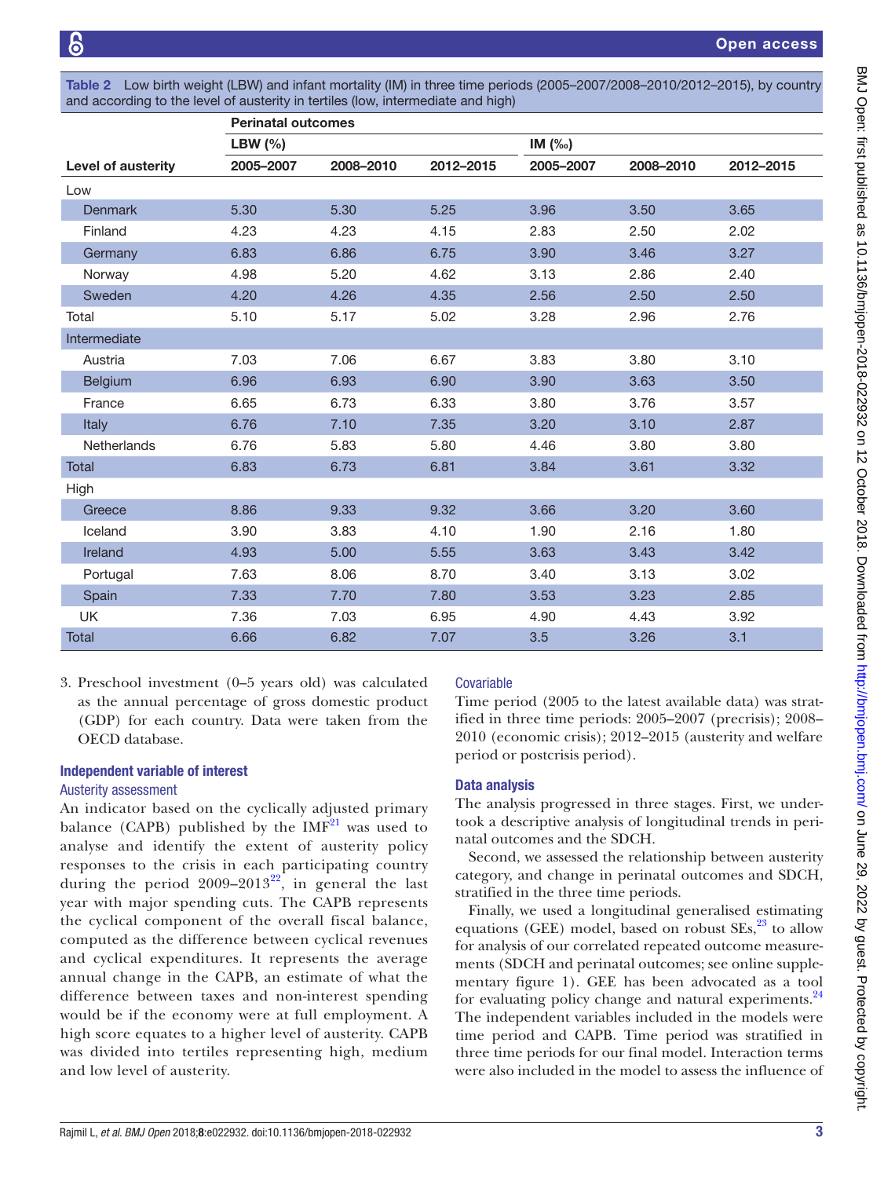Table 2 Low birth weight (LBW) and infant mortality (IM) in three time periods (2005–2007/2008–2010/2012–2015), by country and according to the level of austerity in tertiles (low, intermediate and high)

| | Perinatal outcomes | | | | | |
|---|---|---|---|---|---|---|
| | LBW (%) | | | IM (‰) | | |
| Level of austerity | 2005–2007 | 2008–2010 | 2012–2015 | 2005–2007 | 2008–2010 | 2012–2015 |
| Low | | | | | | |
| Denmark | 5.30 | 5.30 | 5.25 | 3.96 | 3.50 | 3.65 |
| Finland | 4.23 | 4.23 | 4.15 | 2.83 | 2.50 | 2.02 |
| Germany | 6.83 | 6.86 | 6.75 | 3.90 | 3.46 | 3.27 |
| Norway | 4.98 | 5.20 | 4.62 | 3.13 | 2.86 | 2.40 |
| Sweden | 4.20 | 4.26 | 4.35 | 2.56 | 2.50 | 2.50 |
| Total | 5.10 | 5.17 | 5.02 | 3.28 | 2.96 | 2.76 |
| Intermediate | | | | | | |
| Austria | 7.03 | 7.06 | 6.67 | 3.83 | 3.80 | 3.10 |
| Belgium | 6.96 | 6.93 | 6.90 | 3.90 | 3.63 | 3.50 |
| France | 6.65 | 6.73 | 6.33 | 3.80 | 3.76 | 3.57 |
| Italy | 6.76 | 7.10 | 7.35 | 3.20 | 3.10 | 2.87 |
| Netherlands | 6.76 | 5.83 | 5.80 | 4.46 | 3.80 | 3.80 |
| Total | 6.83 | 6.73 | 6.81 | 3.84 | 3.61 | 3.32 |
| High | | | | | | |
| Greece | 8.86 | 9.33 | 9.32 | 3.66 | 3.20 | 3.60 |
| Iceland | 3.90 | 3.83 | 4.10 | 1.90 | 2.16 | 1.80 |
| Ireland | 4.93 | 5.00 | 5.55 | 3.63 | 3.43 | 3.42 |
| Portugal | 7.63 | 8.06 | 8.70 | 3.40 | 3.13 | 3.02 |
| Spain | 7.33 | 7.70 | 7.80 | 3.53 | 3.23 | 2.85 |
| UK | 7.36 | 7.03 | 6.95 | 4.90 | 4.43 | 3.92 |
| Total | 6.66 | 6.82 | 7.07 | 3.5 | 3.26 | 3.1 |

3. Preschool investment (0–5 years old) was calculated as the annual percentage of gross domestic product (GDP) for each country. Data were taken from the OECD database.

### Independent variable of interest

#### Austerity assessment

An indicator based on the cyclically adjusted primary balance (CAPB) published by the IMF[21] was used to analyse and identify the extent of austerity policy responses to the crisis in each participating country during the period 2009–2013[22], in general the last year with major spending cuts. The CAPB represents the cyclical component of the overall fiscal balance, computed as the difference between cyclical revenues and cyclical expenditures. It represents the average annual change in the CAPB, an estimate of what the difference between taxes and non-interest spending would be if the economy were at full employment. A high score equates to a higher level of austerity. CAPB was divided into tertiles representing high, medium and low level of austerity.

#### Covariable

Time period (2005 to the latest available data) was stratified in three time periods: 2005–2007 (precrisis); 2008–2010 (economic crisis); 2012–2015 (austerity and welfare period or postcrisis period).

### Data analysis

The analysis progressed in three stages. First, we undertook a descriptive analysis of longitudinal trends in perinatal outcomes and the SDCH.

Second, we assessed the relationship between austerity category, and change in perinatal outcomes and SDCH, stratified in the three time periods.

Finally, we used a longitudinal generalised estimating equations (GEE) model, based on robust SEs,[23] to allow for analysis of our correlated repeated outcome measurements (SDCH and perinatal outcomes; see online supplementary figure 1). GEE has been advocated as a tool for evaluating policy change and natural experiments.[24] The independent variables included in the models were time period and CAPB. Time period was stratified in three time periods for our final model. Interaction terms were also included in the model to assess the influence of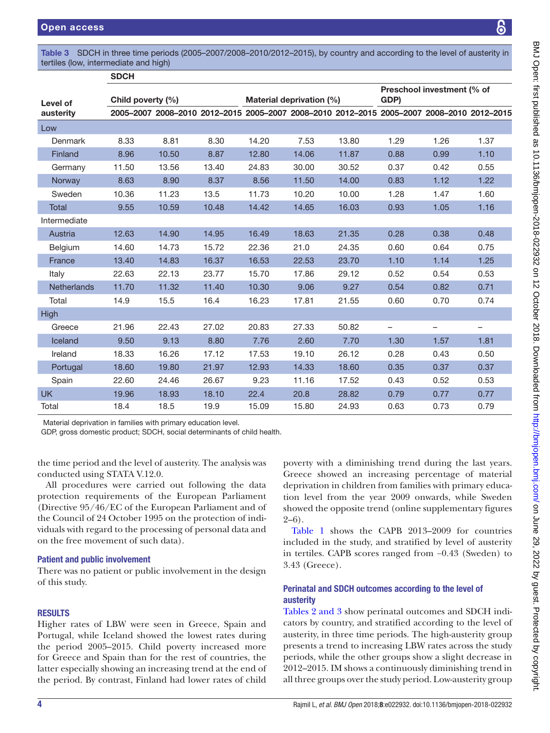**Table 3** SDCH in three time periods (2005–2007/2008–2010/2012–2015), by country and according to the level of austerity in tertiles (low, intermediate and high)

| Level of austerity | SDCH | | | | | | | | |
|---|---|---|---|---|---|---|---|---|---|
| | Child poverty (%) | | | Material deprivation (%) | | | Preschool investment (% of GDP) | | |
| | 2005–2007 | 2008–2010 | 2012–2015 | 2005–2007 | 2008–2010 | 2012–2015 | 2005–2007 | 2008–2010 | 2012–2015 |
| Low | | | | | | | | | |
| Denmark | 8.33 | 8.81 | 8.30 | 14.20 | 7.53 | 13.80 | 1.29 | 1.26 | 1.37 |
| Finland | 8.96 | 10.50 | 8.87 | 12.80 | 14.06 | 11.87 | 0.88 | 0.99 | 1.10 |
| Germany | 11.50 | 13.56 | 13.40 | 24.83 | 30.00 | 30.52 | 0.37 | 0.42 | 0.55 |
| Norway | 8.63 | 8.90 | 8.37 | 8.56 | 11.50 | 14.00 | 0.83 | 1.12 | 1.22 |
| Sweden | 10.36 | 11.23 | 13.5 | 11.73 | 10.20 | 10.00 | 1.28 | 1.47 | 1.60 |
| Total | 9.55 | 10.59 | 10.48 | 14.42 | 14.65 | 16.03 | 0.93 | 1.05 | 1.16 |
| Intermediate | | | | | | | | | |
| Austria | 12.63 | 14.90 | 14.95 | 16.49 | 18.63 | 21.35 | 0.28 | 0.38 | 0.48 |
| Belgium | 14.60 | 14.73 | 15.72 | 22.36 | 21.0 | 24.35 | 0.60 | 0.64 | 0.75 |
| France | 13.40 | 14.83 | 16.37 | 16.53 | 22.53 | 23.70 | 1.10 | 1.14 | 1.25 |
| Italy | 22.63 | 22.13 | 23.77 | 15.70 | 17.86 | 29.12 | 0.52 | 0.54 | 0.53 |
| Netherlands | 11.70 | 11.32 | 11.40 | 10.30 | 9.06 | 9.27 | 0.54 | 0.82 | 0.71 |
| Total | 14.9 | 15.5 | 16.4 | 16.23 | 17.81 | 21.55 | 0.60 | 0.70 | 0.74 |
| High | | | | | | | | | |
| Greece | 21.96 | 22.43 | 27.02 | 20.83 | 27.33 | 50.82 | – | – | – |
| Iceland | 9.50 | 9.13 | 8.80 | 7.76 | 2.60 | 7.70 | 1.30 | 1.57 | 1.81 |
| Ireland | 18.33 | 16.26 | 17.12 | 17.53 | 19.10 | 26.12 | 0.28 | 0.43 | 0.50 |
| Portugal | 18.60 | 19.80 | 21.97 | 12.93 | 14.33 | 18.60 | 0.35 | 0.37 | 0.37 |
| Spain | 22.60 | 24.46 | 26.67 | 9.23 | 11.16 | 17.52 | 0.43 | 0.52 | 0.53 |
| UK | 19.96 | 18.93 | 18.10 | 22.4 | 20.8 | 28.82 | 0.79 | 0.77 | 0.77 |
| Total | 18.4 | 18.5 | 19.9 | 15.09 | 15.80 | 24.93 | 0.63 | 0.73 | 0.79 |

Material deprivation in families with primary education level.
GDP, gross domestic product; SDCH, social determinants of child health.

the time period and the level of austerity. The analysis was conducted using STATA V.12.0.

All procedures were carried out following the data protection requirements of the European Parliament (Directive 95/46/EC of the European Parliament and of the Council of 24 October 1995 on the protection of individuals with regard to the processing of personal data and on the free movement of such data).

### Patient and public involvement

There was no patient or public involvement in the design of this study.

## RESULTS

Higher rates of LBW were seen in Greece, Spain and Portugal, while Iceland showed the lowest rates during the period 2005–2015. Child poverty increased more for Greece and Spain than for the rest of countries, the latter especially showing an increasing trend at the end of the period. By contrast, Finland had lower rates of child poverty with a diminishing trend during the last years. Greece showed an increasing percentage of material deprivation in children from families with primary education level from the year 2009 onwards, while Sweden showed the opposite trend (online supplementary figures 2–6).

Table 1 shows the CAPB 2013–2009 for countries included in the study, and stratified by level of austerity in tertiles. CAPB scores ranged from −0.43 (Sweden) to 3.43 (Greece).

### Perinatal and SDCH outcomes according to the level of austerity

Tables 2 and 3 show perinatal outcomes and SDCH indicators by country, and stratified according to the level of austerity, in three time periods. The high-austerity group presents a trend to increasing LBW rates across the study periods, while the other groups show a slight decrease in 2012–2015. IM shows a continuously diminishing trend in all three groups over the study period. Low-austerity group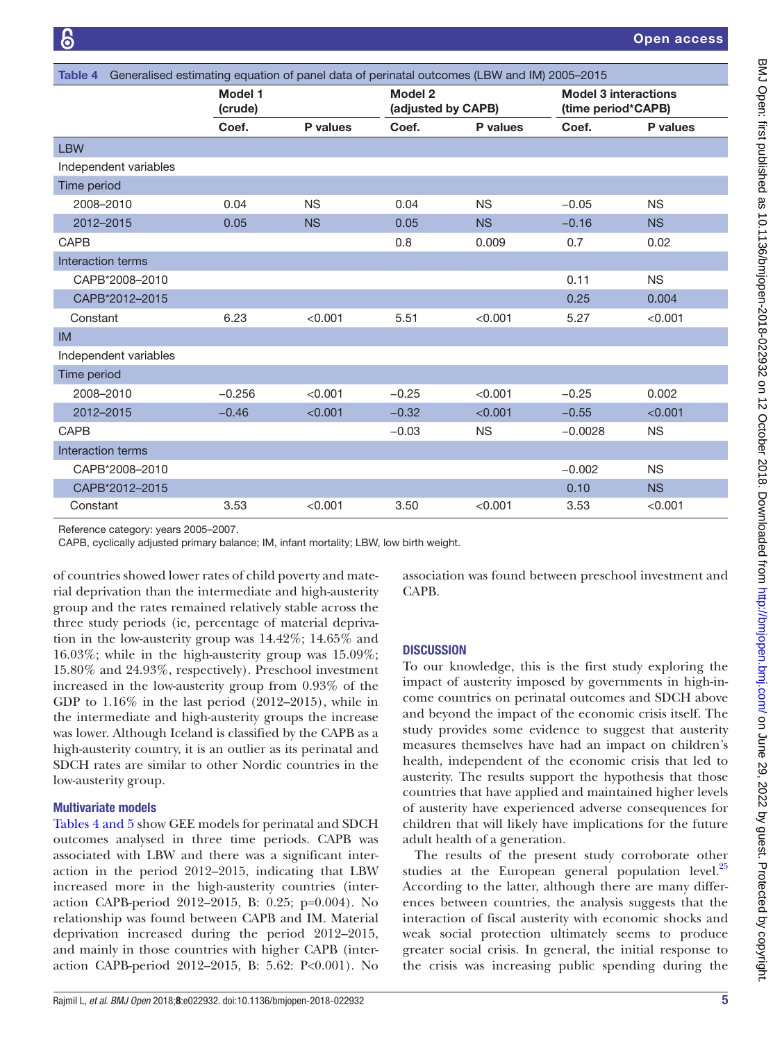**Table 4** Generalised estimating equation of panel data of perinatal outcomes (LBW and IM) 2005–2015

| | Model 1 (crude) | | Model 2 (adjusted by CAPB) | | Model 3 interactions (time period*CAPB) | |
|---|---|---|---|---|---|---|
| | Coef. | P values | Coef. | P values | Coef. | P values |
| **LBW** | | | | | | |
| Independent variables | | | | | | |
| Time period | | | | | | |
| 2008–2010 | 0.04 | NS | 0.04 | NS | −0.05 | NS |
| 2012–2015 | 0.05 | NS | 0.05 | NS | −0.16 | NS |
| CAPB | | | 0.8 | 0.009 | 0.7 | 0.02 |
| Interaction terms | | | | | | |
| CAPB*2008–2010 | | | | | 0.11 | NS |
| CAPB*2012–2015 | | | | | 0.25 | 0.004 |
| Constant | 6.23 | <0.001 | 5.51 | <0.001 | 5.27 | <0.001 |
| **IM** | | | | | | |
| Independent variables | | | | | | |
| Time period | | | | | | |
| 2008–2010 | −0.256 | <0.001 | −0.25 | <0.001 | −0.25 | 0.002 |
| 2012–2015 | −0.46 | <0.001 | −0.32 | <0.001 | −0.55 | <0.001 |
| CAPB | | | −0.03 | NS | −0.0028 | NS |
| Interaction terms | | | | | | |
| CAPB*2008–2010 | | | | | −0.002 | NS |
| CAPB*2012–2015 | | | | | 0.10 | NS |
| Constant | 3.53 | <0.001 | 3.50 | <0.001 | 3.53 | <0.001 |

Reference category: years 2005–2007.

CAPB, cyclically adjusted primary balance; IM, infant mortality; LBW, low birth weight.

of countries showed lower rates of child poverty and material deprivation than the intermediate and high-austerity group and the rates remained relatively stable across the three study periods (ie, percentage of material deprivation in the low-austerity group was 14.42%; 14.65% and 16.03%; while in the high-austerity group was 15.09%; 15.80% and 24.93%, respectively). Preschool investment increased in the low-austerity group from 0.93% of the GDP to 1.16% in the last period (2012–2015), while in the intermediate and high-austerity groups the increase was lower. Although Iceland is classified by the CAPB as a high-austerity country, it is an outlier as its perinatal and SDCH rates are similar to other Nordic countries in the low-austerity group.

### Multivariate models

Tables 4 and 5 show GEE models for perinatal and SDCH outcomes analysed in three time periods. CAPB was associated with LBW and there was a significant interaction in the period 2012–2015, indicating that LBW increased more in the high-austerity countries (interaction CAPB-period 2012–2015, B: 0.25; p=0.004). No relationship was found between CAPB and IM. Material deprivation increased during the period 2012–2015, and mainly in those countries with higher CAPB (interaction CAPB-period 2012–2015, B: 5.62: P<0.001). No association was found between preschool investment and CAPB.

## DISCUSSION

To our knowledge, this is the first study exploring the impact of austerity imposed by governments in high-income countries on perinatal outcomes and SDCH above and beyond the impact of the economic crisis itself. The study provides some evidence to suggest that austerity measures themselves have had an impact on children's health, independent of the economic crisis that led to austerity. The results support the hypothesis that those countries that have applied and maintained higher levels of austerity have experienced adverse consequences for children that will likely have implications for the future adult health of a generation.

The results of the present study corroborate other studies at the European general population level.[25] According to the latter, although there are many differences between countries, the analysis suggests that the interaction of fiscal austerity with economic shocks and weak social protection ultimately seems to produce greater social crisis. In general, the initial response to the crisis was increasing public spending during the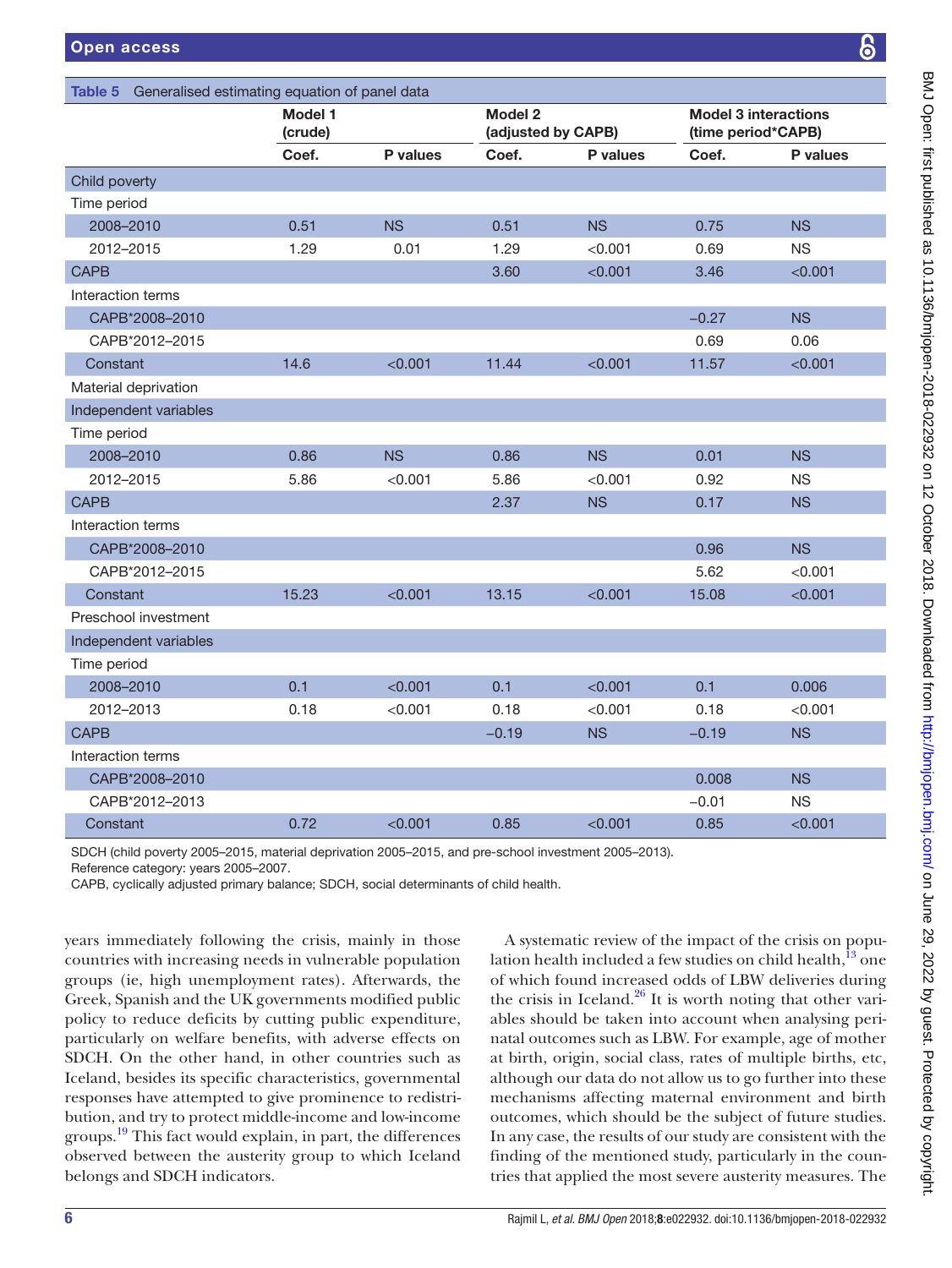**Table 5** Generalised estimating equation of panel data

| | Model 1 (crude) | | Model 2 (adjusted by CAPB) | | Model 3 interactions (time period*CAPB) | |
|---|---|---|---|---|---|---|
| | Coef. | P values | Coef. | P values | Coef. | P values |
| Child poverty | | | | | | |
| Time period | | | | | | |
| 2008–2010 | 0.51 | NS | 0.51 | NS | 0.75 | NS |
| 2012–2015 | 1.29 | 0.01 | 1.29 | <0.001 | 0.69 | NS |
| CAPB | | | 3.60 | <0.001 | 3.46 | <0.001 |
| Interaction terms | | | | | | |
| CAPB*2008–2010 | | | | | −0.27 | NS |
| CAPB*2012–2015 | | | | | 0.69 | 0.06 |
| Constant | 14.6 | <0.001 | 11.44 | <0.001 | 11.57 | <0.001 |
| Material deprivation | | | | | | |
| Independent variables | | | | | | |
| Time period | | | | | | |
| 2008–2010 | 0.86 | NS | 0.86 | NS | 0.01 | NS |
| 2012–2015 | 5.86 | <0.001 | 5.86 | <0.001 | 0.92 | NS |
| CAPB | | | 2.37 | NS | 0.17 | NS |
| Interaction terms | | | | | | |
| CAPB*2008–2010 | | | | | 0.96 | NS |
| CAPB*2012–2015 | | | | | 5.62 | <0.001 |
| Constant | 15.23 | <0.001 | 13.15 | <0.001 | 15.08 | <0.001 |
| Preschool investment | | | | | | |
| Independent variables | | | | | | |
| Time period | | | | | | |
| 2008–2010 | 0.1 | <0.001 | 0.1 | <0.001 | 0.1 | 0.006 |
| 2012–2013 | 0.18 | <0.001 | 0.18 | <0.001 | 0.18 | <0.001 |
| CAPB | | | −0.19 | NS | −0.19 | NS |
| Interaction terms | | | | | | |
| CAPB*2008–2010 | | | | | 0.008 | NS |
| CAPB*2012–2013 | | | | | −0.01 | NS |
| Constant | 0.72 | <0.001 | 0.85 | <0.001 | 0.85 | <0.001 |

SDCH (child poverty 2005–2015, material deprivation 2005–2015, and pre-school investment 2005–2013).
Reference category: years 2005–2007.
CAPB, cyclically adjusted primary balance; SDCH, social determinants of child health.

years immediately following the crisis, mainly in those countries with increasing needs in vulnerable population groups (ie, high unemployment rates). Afterwards, the Greek, Spanish and the UK governments modified public policy to reduce deficits by cutting public expenditure, particularly on welfare benefits, with adverse effects on SDCH. On the other hand, in other countries such as Iceland, besides its specific characteristics, governmental responses have attempted to give prominence to redistribution, and try to protect middle-income and low-income groups.[19] This fact would explain, in part, the differences observed between the austerity group to which Iceland belongs and SDCH indicators.

A systematic review of the impact of the crisis on population health included a few studies on child health,[13] one of which found increased odds of LBW deliveries during the crisis in Iceland.[26] It is worth noting that other variables should be taken into account when analysing perinatal outcomes such as LBW. For example, age of mother at birth, origin, social class, rates of multiple births, etc, although our data do not allow us to go further into these mechanisms affecting maternal environment and birth outcomes, which should be the subject of future studies. In any case, the results of our study are consistent with the finding of the mentioned study, particularly in the countries that applied the most severe austerity measures. The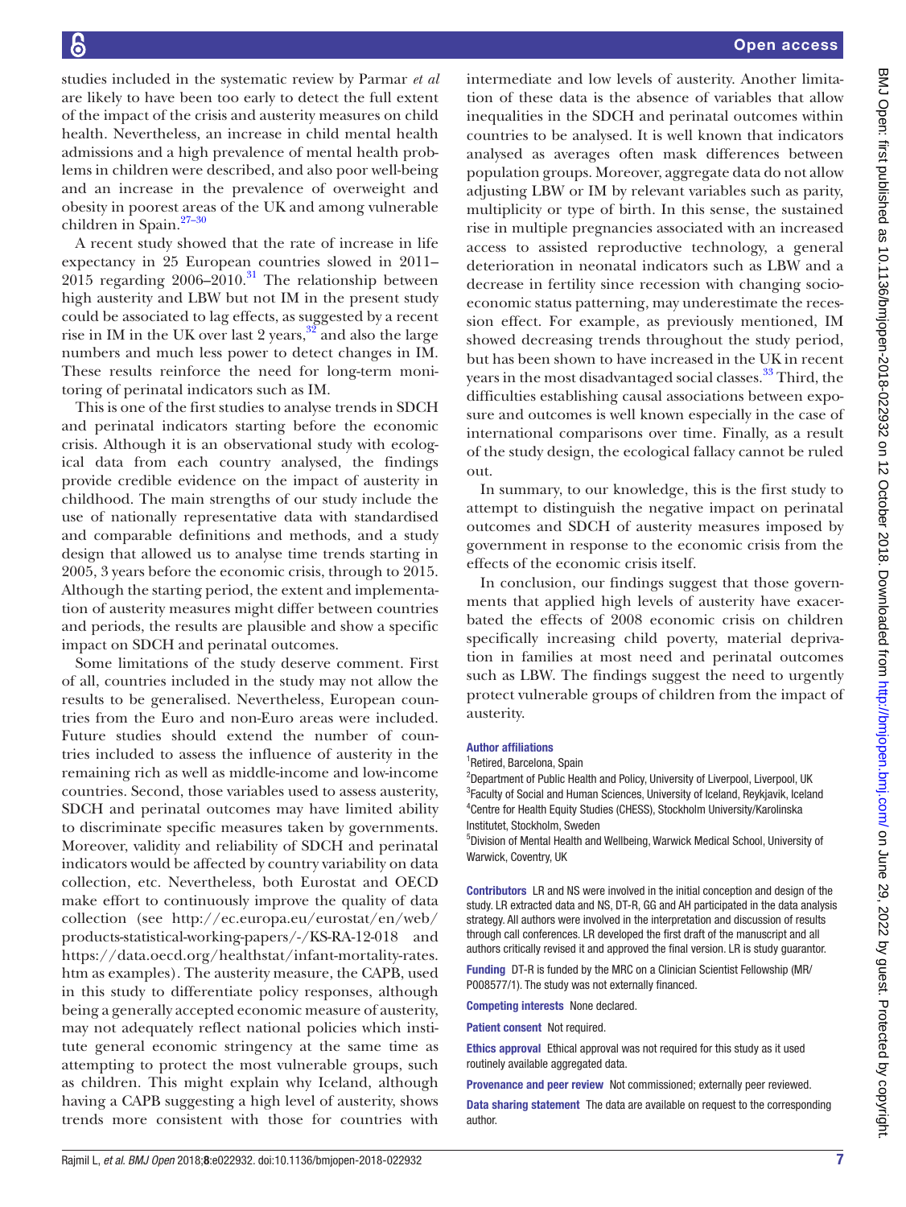studies included in the systematic review by Parmar *et al* are likely to have been too early to detect the full extent of the impact of the crisis and austerity measures on child health. Nevertheless, an increase in child mental health admissions and a high prevalence of mental health problems in children were described, and also poor well-being and an increase in the prevalence of overweight and obesity in poorest areas of the UK and among vulnerable children in Spain.[27–30]

A recent study showed that the rate of increase in life expectancy in 25 European countries slowed in 2011–2015 regarding 2006–2010.[31] The relationship between high austerity and LBW but not IM in the present study could be associated to lag effects, as suggested by a recent rise in IM in the UK over last 2 years,[32] and also the large numbers and much less power to detect changes in IM. These results reinforce the need for long-term monitoring of perinatal indicators such as IM.

This is one of the first studies to analyse trends in SDCH and perinatal indicators starting before the economic crisis. Although it is an observational study with ecological data from each country analysed, the findings provide credible evidence on the impact of austerity in childhood. The main strengths of our study include the use of nationally representative data with standardised and comparable definitions and methods, and a study design that allowed us to analyse time trends starting in 2005, 3 years before the economic crisis, through to 2015. Although the starting period, the extent and implementation of austerity measures might differ between countries and periods, the results are plausible and show a specific impact on SDCH and perinatal outcomes.

Some limitations of the study deserve comment. First of all, countries included in the study may not allow the results to be generalised. Nevertheless, European countries from the Euro and non-Euro areas were included. Future studies should extend the number of countries included to assess the influence of austerity in the remaining rich as well as middle-income and low-income countries. Second, those variables used to assess austerity, SDCH and perinatal outcomes may have limited ability to discriminate specific measures taken by governments. Moreover, validity and reliability of SDCH and perinatal indicators would be affected by country variability on data collection, etc. Nevertheless, both Eurostat and OECD make effort to continuously improve the quality of data collection (see http://ec.europa.eu/eurostat/en/web/products-statistical-working-papers/-/KS-RA-12-018 and https://data.oecd.org/healthstat/infant-mortality-rates.htm as examples). The austerity measure, the CAPB, used in this study to differentiate policy responses, although being a generally accepted economic measure of austerity, may not adequately reflect national policies which institute general economic stringency at the same time as attempting to protect the most vulnerable groups, such as children. This might explain why Iceland, although having a CAPB suggesting a high level of austerity, shows trends more consistent with those for countries with intermediate and low levels of austerity. Another limitation of these data is the absence of variables that allow inequalities in the SDCH and perinatal outcomes within countries to be analysed. It is well known that indicators analysed as averages often mask differences between population groups. Moreover, aggregate data do not allow adjusting LBW or IM by relevant variables such as parity, multiplicity or type of birth. In this sense, the sustained rise in multiple pregnancies associated with an increased access to assisted reproductive technology, a general deterioration in neonatal indicators such as LBW and a decrease in fertility since recession with changing socioeconomic status patterning, may underestimate the recession effect. For example, as previously mentioned, IM showed decreasing trends throughout the study period, but has been shown to have increased in the UK in recent years in the most disadvantaged social classes.[33] Third, the difficulties establishing causal associations between exposure and outcomes is well known especially in the case of international comparisons over time. Finally, as a result of the study design, the ecological fallacy cannot be ruled out.

In summary, to our knowledge, this is the first study to attempt to distinguish the negative impact on perinatal outcomes and SDCH of austerity measures imposed by government in response to the economic crisis from the effects of the economic crisis itself.

In conclusion, our findings suggest that those governments that applied high levels of austerity have exacerbated the effects of 2008 economic crisis on children specifically increasing child poverty, material deprivation in families at most need and perinatal outcomes such as LBW. The findings suggest the need to urgently protect vulnerable groups of children from the impact of austerity.

**Author affiliations**

[1]Retired, Barcelona, Spain
[2]Department of Public Health and Policy, University of Liverpool, Liverpool, UK
[3]Faculty of Social and Human Sciences, University of Iceland, Reykjavik, Iceland
[4]Centre for Health Equity Studies (CHESS), Stockholm University/Karolinska Institutet, Stockholm, Sweden
[5]Division of Mental Health and Wellbeing, Warwick Medical School, University of Warwick, Coventry, UK

**Contributors** LR and NS were involved in the initial conception and design of the study. LR extracted data and NS, DT-R, GG and AH participated in the data analysis strategy. All authors were involved in the interpretation and discussion of results through call conferences. LR developed the first draft of the manuscript and all authors critically revised it and approved the final version. LR is study guarantor.

**Funding** DT-R is funded by the MRC on a Clinician Scientist Fellowship (MR/P008577/1). The study was not externally financed.

**Competing interests** None declared.

**Patient consent** Not required.

**Ethics approval** Ethical approval was not required for this study as it used routinely available aggregated data.

**Provenance and peer review** Not commissioned; externally peer reviewed.

**Data sharing statement** The data are available on request to the corresponding author.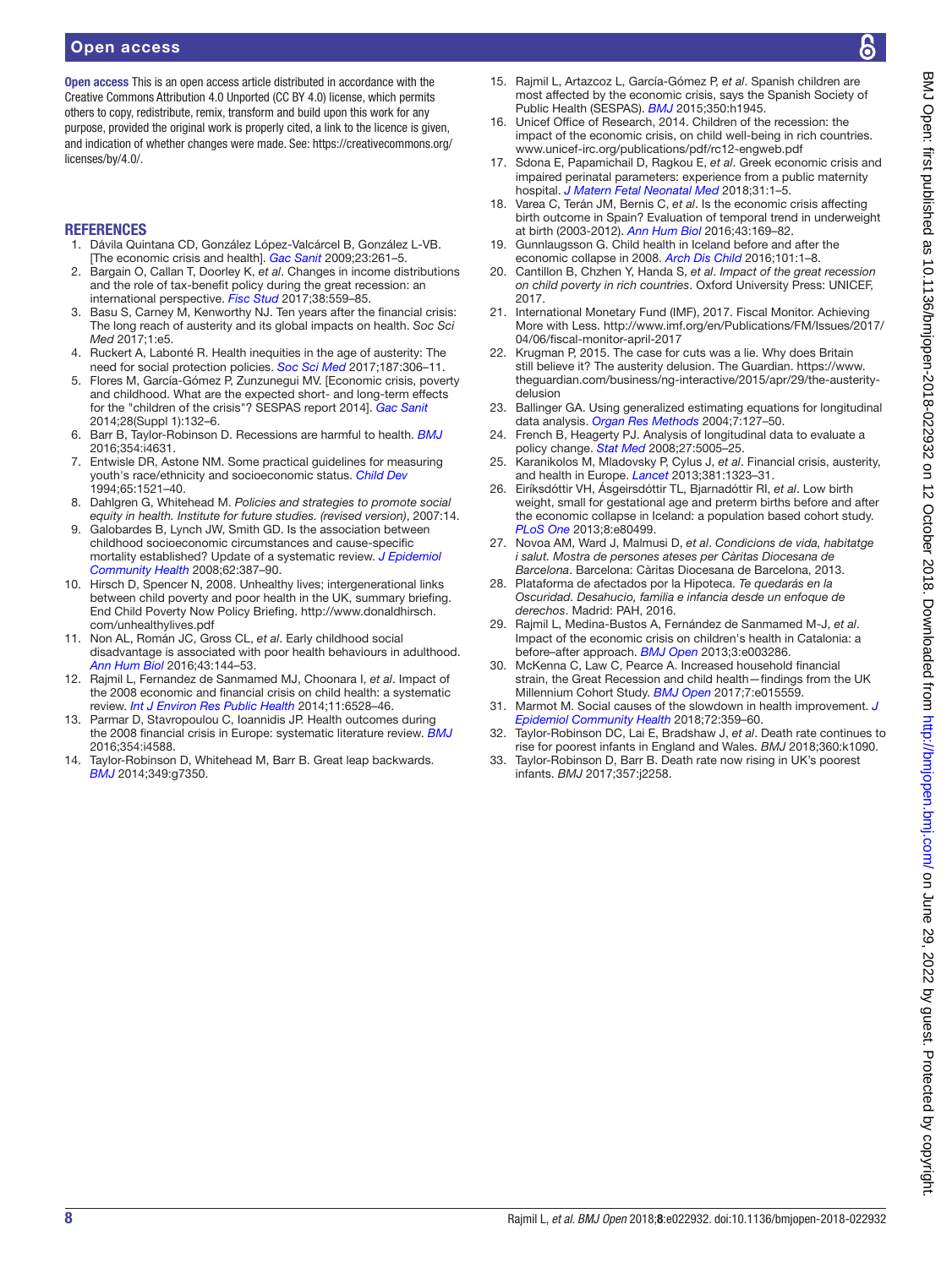**Open access** This is an open access article distributed in accordance with the Creative Commons Attribution 4.0 Unported (CC BY 4.0) license, which permits others to copy, redistribute, remix, transform and build upon this work for any purpose, provided the original work is properly cited, a link to the licence is given, and indication of whether changes were made. See: https://creativecommons.org/licenses/by/4.0/.

## REFERENCES

1. Dávila Quintana CD, González López-Valcárcel B, González L-VB. [The economic crisis and health]. *Gac Sanit* 2009;23:261–5.
2. Bargain O, Callan T, Doorley K, *et al*. Changes in income distributions and the role of tax-benefit policy during the great recession: an international perspective. *Fisc Stud* 2017;38:559–85.
3. Basu S, Carney M, Kenworthy NJ. Ten years after the financial crisis: The long reach of austerity and its global impacts on health. *Soc Sci Med* 2017;1:e5.
4. Ruckert A, Labonté R. Health inequities in the age of austerity: The need for social protection policies. *Soc Sci Med* 2017;187:306–11.
5. Flores M, García-Gómez P, Zunzunegui MV. [Economic crisis, poverty and childhood. What are the expected short- and long-term effects for the "children of the crisis"? SESPAS report 2014]. *Gac Sanit* 2014;28(Suppl 1):132–6.
6. Barr B, Taylor-Robinson D. Recessions are harmful to health. *BMJ* 2016;354:i4631.
7. Entwisle DR, Astone NM. Some practical guidelines for measuring youth's race/ethnicity and socioeconomic status. *Child Dev* 1994;65:1521–40.
8. Dahlgren G, Whitehead M. *Policies and strategies to promote social equity in health. Institute for future studies. (revised version)*, 2007:14.
9. Galobardes B, Lynch JW, Smith GD. Is the association between childhood socioeconomic circumstances and cause-specific mortality established? Update of a systematic review. *J Epidemiol Community Health* 2008;62:387–90.
10. Hirsch D, Spencer N, 2008. Unhealthy lives; intergenerational links between child poverty and poor health in the UK, summary briefing. End Child Poverty Now Policy Briefing. http://www.donaldhirsch.com/unhealthylives.pdf
11. Non AL, Román JC, Gross CL, *et al*. Early childhood social disadvantage is associated with poor health behaviours in adulthood. *Ann Hum Biol* 2016;43:144–53.
12. Rajmil L, Fernandez de Sanmamed MJ, Choonara I, *et al*. Impact of the 2008 economic and financial crisis on child health: a systematic review. *Int J Environ Res Public Health* 2014;11:6528–46.
13. Parmar D, Stavropoulou C, Ioannidis JP. Health outcomes during the 2008 financial crisis in Europe: systematic literature review. *BMJ* 2016;354:i4588.
14. Taylor-Robinson D, Whitehead M, Barr B. Great leap backwards. *BMJ* 2014;349:g7350.
15. Rajmil L, Artazcoz L, García-Gómez P, *et al*. Spanish children are most affected by the economic crisis, says the Spanish Society of Public Health (SESPAS). *BMJ* 2015;350:h1945.
16. Unicef Office of Research, 2014. Children of the recession: the impact of the economic crisis, on child well-being in rich countries. www.unicef-irc.org/publications/pdf/rc12-engweb.pdf
17. Sdona E, Papamichail D, Ragkou E, *et al*. Greek economic crisis and impaired perinatal parameters: experience from a public maternity hospital. *J Matern Fetal Neonatal Med* 2018;31:1–5.
18. Varea C, Terán JM, Bernis C, *et al*. Is the economic crisis affecting birth outcome in Spain? Evaluation of temporal trend in underweight at birth (2003-2012). *Ann Hum Biol* 2016;43:169–82.
19. Gunnlaugsson G. Child health in Iceland before and after the economic collapse in 2008. *Arch Dis Child* 2016;101:1–8.
20. Cantillon B, Chzhen Y, Handa S, *et al*. *Impact of the great recession on child poverty in rich countries*. Oxford University Press: UNICEF, 2017.
21. International Monetary Fund (IMF), 2017. Fiscal Monitor. Achieving More with Less. http://www.imf.org/en/Publications/FM/Issues/2017/04/06/fiscal-monitor-april-2017
22. Krugman P, 2015. The case for cuts was a lie. Why does Britain still believe it? The austerity delusion. The Guardian. https://www.theguardian.com/business/ng-interactive/2015/apr/29/the-austerity-delusion
23. Ballinger GA. Using generalized estimating equations for longitudinal data analysis. *Organ Res Methods* 2004;7:127–50.
24. French B, Heagerty PJ. Analysis of longitudinal data to evaluate a policy change. *Stat Med* 2008;27:5005–25.
25. Karanikolos M, Mladovsky P, Cylus J, *et al*. Financial crisis, austerity, and health in Europe. *Lancet* 2013;381:1323–31.
26. Eiríksdóttir VH, Ásgeirsdóttir TL, Bjarnadóttir RI, *et al*. Low birth weight, small for gestational age and preterm births before and after the economic collapse in Iceland: a population based cohort study. *PLoS One* 2013;8:e80499.
27. Novoa AM, Ward J, Malmusi D, *et al*. *Condicions de vida, habitatge i salut. Mostra de persones ateses per Càritas Diocesana de Barcelona*. Barcelona: Càritas Diocesana de Barcelona, 2013.
28. Plataforma de afectados por la Hipoteca. *Te quedarás en la Oscuridad. Desahucio, familia e infancia desde un enfoque de derechos*. Madrid: PAH, 2016.
29. Rajmil L, Medina-Bustos A, Fernández de Sanmamed M-J, *et al*. Impact of the economic crisis on children's health in Catalonia: a before–after approach. *BMJ Open* 2013;3:e003286.
30. McKenna C, Law C, Pearce A. Increased household financial strain, the Great Recession and child health—findings from the UK Millennium Cohort Study. *BMJ Open* 2017;7:e015559.
31. Marmot M. Social causes of the slowdown in health improvement. *J Epidemiol Community Health* 2018;72:359–60.
32. Taylor-Robinson DC, Lai E, Bradshaw J, *et al*. Death rate continues to rise for poorest infants in England and Wales. *BMJ* 2018;360:k1090.
33. Taylor-Robinson D, Barr B. Death rate now rising in UK's poorest infants. *BMJ* 2017;357:j2258.